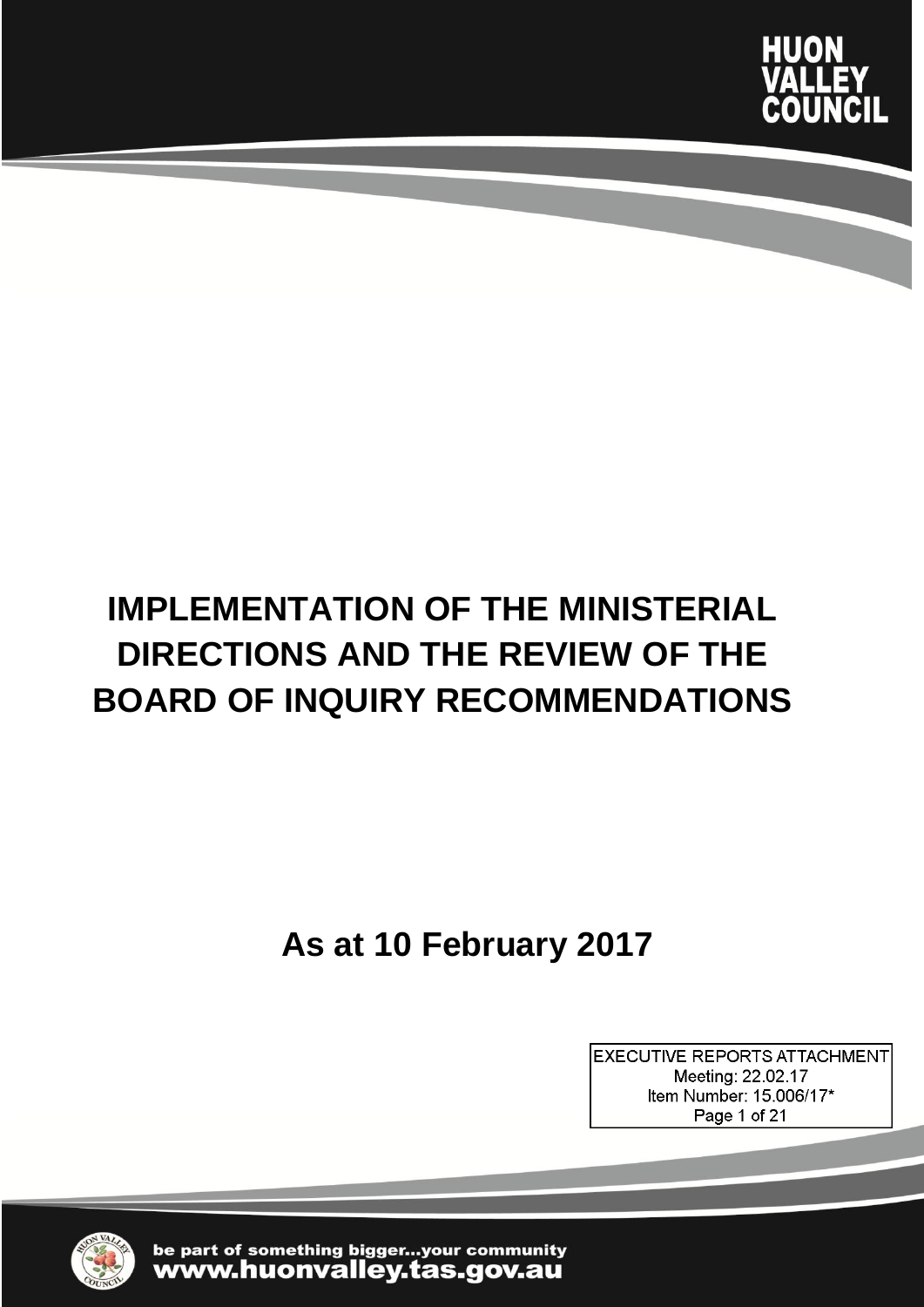HUON VALLEY COUNCIL

# IMPLEMENTATION OF THE MINISTERIAL DIRECTIONS AND THE REVIEW OF THE BOARD OF INQUIRY RECOMMENDATIONS

## As at 10 February 2017

EXECUTIVE REPORTS ATTACHMENT
Meeting: 22.02.17
Item Number: 15.006/17*

be part of something bigger...your community
www.huonvalley.tas.gov.au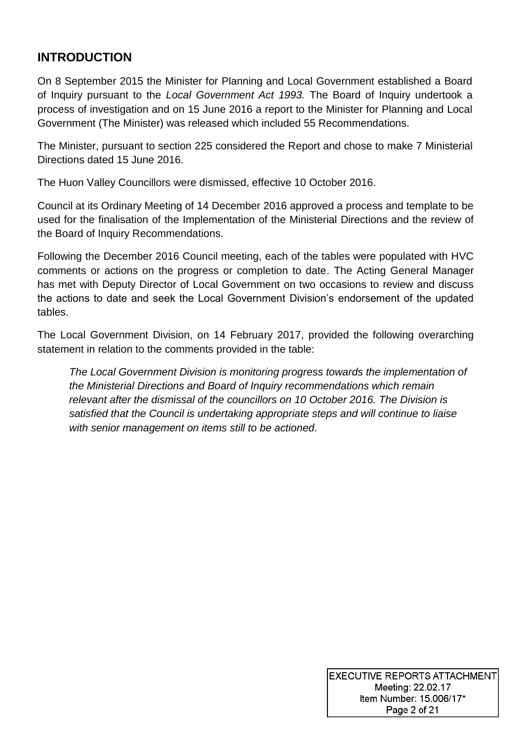## INTRODUCTION

On 8 September 2015 the Minister for Planning and Local Government established a Board of Inquiry pursuant to the *Local Government Act 1993.* The Board of Inquiry undertook a process of investigation and on 15 June 2016 a report to the Minister for Planning and Local Government (The Minister) was released which included 55 Recommendations.

The Minister, pursuant to section 225 considered the Report and chose to make 7 Ministerial Directions dated 15 June 2016.

The Huon Valley Councillors were dismissed, effective 10 October 2016.

Council at its Ordinary Meeting of 14 December 2016 approved a process and template to be used for the finalisation of the Implementation of the Ministerial Directions and the review of the Board of Inquiry Recommendations.

Following the December 2016 Council meeting, each of the tables were populated with HVC comments or actions on the progress or completion to date. The Acting General Manager has met with Deputy Director of Local Government on two occasions to review and discuss the actions to date and seek the Local Government Division's endorsement of the updated tables.

The Local Government Division, on 14 February 2017, provided the following overarching statement in relation to the comments provided in the table:

> *The Local Government Division is monitoring progress towards the implementation of the Ministerial Directions and Board of Inquiry recommendations which remain relevant after the dismissal of the councillors on 10 October 2016. The Division is satisfied that the Council is undertaking appropriate steps and will continue to liaise with senior management on items still to be actioned.*

EXECUTIVE REPORTS ATTACHMENT
Meeting: 22.02.17
Item Number: 15.006/17*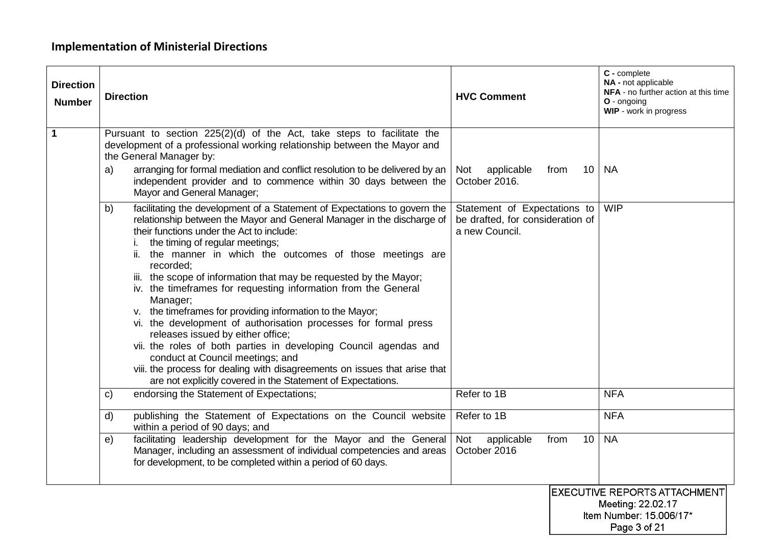## Implementation of Ministerial Directions

| Direction Number | Direction | HVC Comment | **C -** complete<br>**NA -** not applicable<br>**NFA** - no further action at this time<br>**O** - ongoing<br>**WIP** - work in progress |
|---|---|---|---|
| **1** | Pursuant to section 225(2)(d) of the Act, take steps to facilitate the development of a professional working relationship between the Mayor and the General Manager by:<br>a) arranging for formal mediation and conflict resolution to be delivered by an independent provider and to commence within 30 days between the Mayor and General Manager; | Not applicable from 10 October 2016. | NA |
| | b) facilitating the development of a Statement of Expectations to govern the relationship between the Mayor and General Manager in the discharge of their functions under the Act to include:<br>i. the timing of regular meetings;<br>ii. the manner in which the outcomes of those meetings are recorded;<br>iii. the scope of information that may be requested by the Mayor;<br>iv. the timeframes for requesting information from the General Manager;<br>v. the timeframes for providing information to the Mayor;<br>vi. the development of authorisation processes for formal press releases issued by either office;<br>vii. the roles of both parties in developing Council agendas and conduct at Council meetings; and<br>viii. the process for dealing with disagreements on issues that arise that are not explicitly covered in the Statement of Expectations. | Statement of Expectations to be drafted, for consideration of a new Council. | WIP |
| | c) endorsing the Statement of Expectations; | Refer to 1B | NFA |
| | d) publishing the Statement of Expectations on the Council website within a period of 90 days; and | Refer to 1B | NFA |
| | e) facilitating leadership development for the Mayor and the General Manager, including an assessment of individual competencies and areas for development, to be completed within a period of 60 days. | Not applicable from 10 October 2016 | NA |

EXECUTIVE REPORTS ATTACHMENT
Meeting: 22.02.17
Item Number: 15.006/17*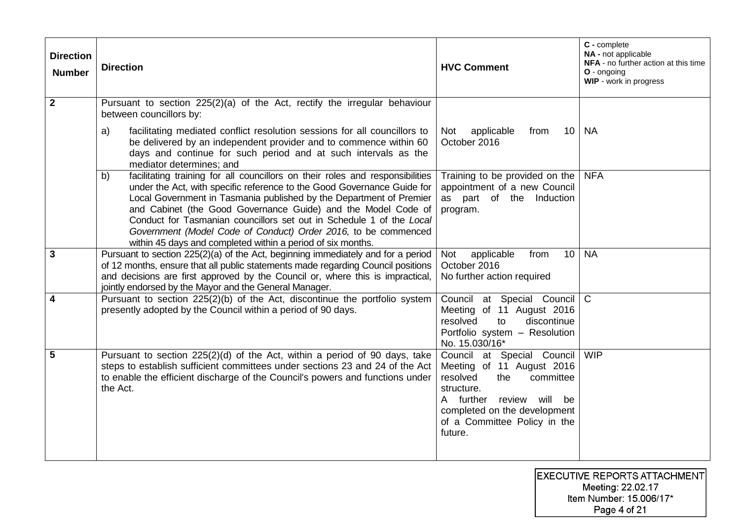| Direction Number | Direction | HVC Comment | **C -** complete<br>**NA -** not applicable<br>**NFA** - no further action at this time<br>**O** - ongoing<br>**WIP** - work in progress |
|---|---|---|---|
| **2** | Pursuant to section 225(2)(a) of the Act, rectify the irregular behaviour between councillors by: | | |
| | a) facilitating mediated conflict resolution sessions for all councillors to be delivered by an independent provider and to commence within 60 days and continue for such period and at such intervals as the mediator determines; and | Not applicable from 10 October 2016 | NA |
| | b) facilitating training for all councillors on their roles and responsibilities under the Act, with specific reference to the Good Governance Guide for Local Government in Tasmania published by the Department of Premier and Cabinet (the Good Governance Guide) and the Model Code of Conduct for Tasmanian councillors set out in Schedule 1 of the *Local Government (Model Code of Conduct) Order 2016,* to be commenced within 45 days and completed within a period of six months. | Training to be provided on the appointment of a new Council as part of the Induction program. | NFA |
| **3** | Pursuant to section 225(2)(a) of the Act, beginning immediately and for a period of 12 months, ensure that all public statements made regarding Council positions and decisions are first approved by the Council or, where this is impractical, jointly endorsed by the Mayor and the General Manager. | Not applicable from 10 October 2016<br>No further action required | NA |
| **4** | Pursuant to section 225(2)(b) of the Act, discontinue the portfolio system presently adopted by the Council within a period of 90 days. | Council at Special Council Meeting of 11 August 2016 resolved to discontinue Portfolio system – Resolution No. 15.030/16* | C |
| **5** | Pursuant to section 225(2)(d) of the Act, within a period of 90 days, take steps to establish sufficient committees under sections 23 and 24 of the Act to enable the efficient discharge of the Council's powers and functions under the Act. | Council at Special Council Meeting of 11 August 2016 resolved the committee structure.<br>A further review will be completed on the development of a Committee Policy in the future. | WIP |

EXECUTIVE REPORTS ATTACHMENT
Meeting: 22.02.17
Item Number: 15.006/17*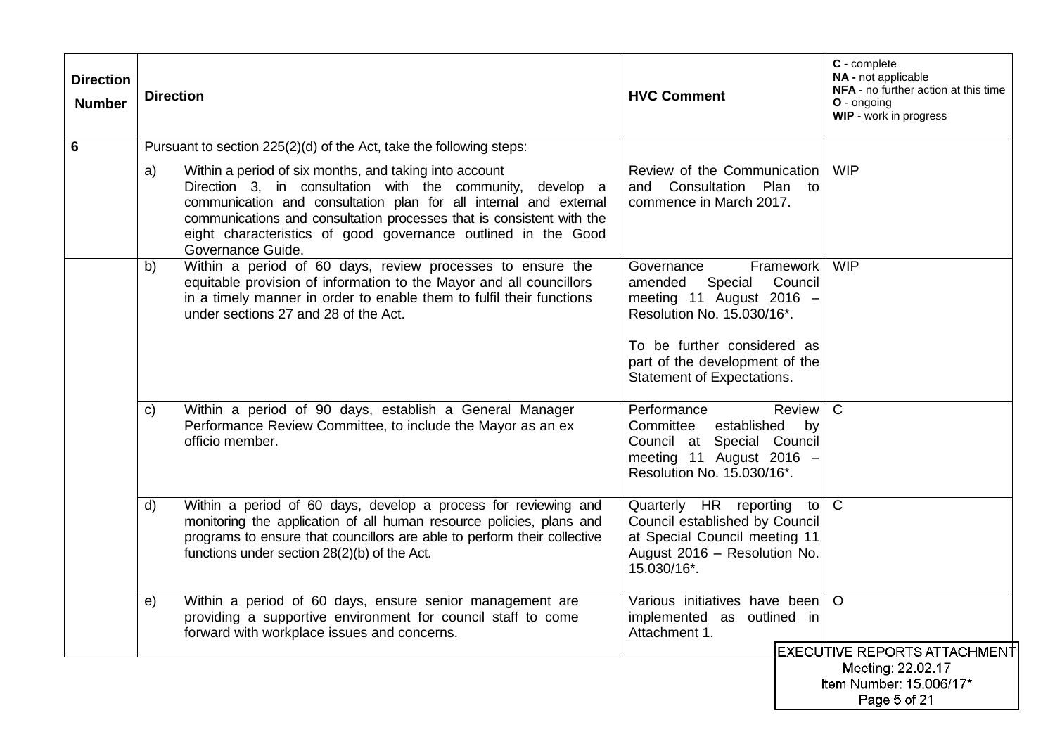| Direction Number | Direction | HVC Comment | **C -** complete<br>**NA -** not applicable<br>**NFA** - no further action at this time<br>**O** - ongoing<br>**WIP** - work in progress |
|---|---|---|---|
| **6** | Pursuant to section 225(2)(d) of the Act, take the following steps:<br><br>a) Within a period of six months, and taking into account Direction 3, in consultation with the community, develop a communication and consultation plan for all internal and external communications and consultation processes that is consistent with the eight characteristics of good governance outlined in the Good Governance Guide. | Review of the Communication and Consultation Plan to commence in March 2017. | WIP |
| | b) Within a period of 60 days, review processes to ensure the equitable provision of information to the Mayor and all councillors in a timely manner in order to enable them to fulfil their functions under sections 27 and 28 of the Act. | Governance Framework amended Special Council meeting 11 August 2016 – Resolution No. 15.030/16*.<br><br>To be further considered as part of the development of the Statement of Expectations. | WIP |
| | c) Within a period of 90 days, establish a General Manager Performance Review Committee, to include the Mayor as an ex officio member. | Performance Review Committee established by Council at Special Council meeting 11 August 2016 – Resolution No. 15.030/16*. | C |
| | d) Within a period of 60 days, develop a process for reviewing and monitoring the application of all human resource policies, plans and programs to ensure that councillors are able to perform their collective functions under section 28(2)(b) of the Act. | Quarterly HR reporting to Council established by Council at Special Council meeting 11 August 2016 – Resolution No. 15.030/16*. | C |
| | e) Within a period of 60 days, ensure senior management are providing a supportive environment for council staff to come forward with workplace issues and concerns. | Various initiatives have been implemented as outlined in Attachment 1. | O |

EXECUTIVE REPORTS ATTACHMENT
Meeting: 22.02.17
Item Number: 15.006/17*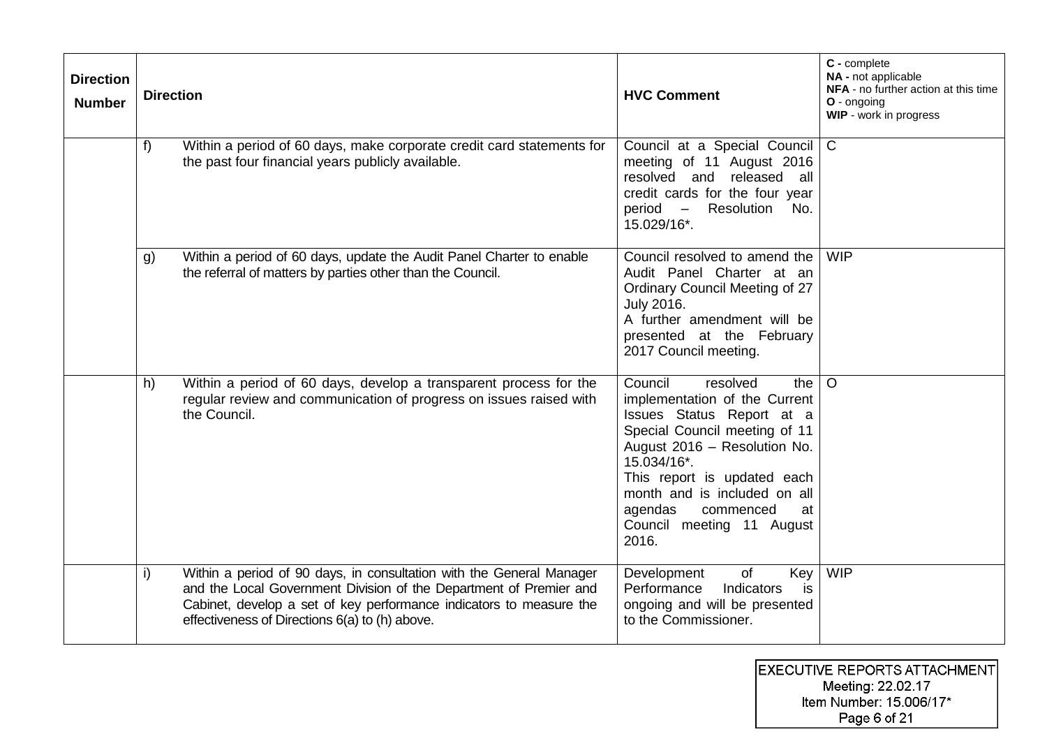| Direction Number | Direction | HVC Comment | **C -** complete<br>**NA -** not applicable<br>**NFA** - no further action at this time<br>**O** - ongoing<br>**WIP** - work in progress |
|---|---|---|---|
| | f) Within a period of 60 days, make corporate credit card statements for the past four financial years publicly available. | Council at a Special Council meeting of 11 August 2016 resolved and released all credit cards for the four year period – Resolution No. 15.029/16*. | C |
| | g) Within a period of 60 days, update the Audit Panel Charter to enable the referral of matters by parties other than the Council. | Council resolved to amend the Audit Panel Charter at an Ordinary Council Meeting of 27 July 2016.<br>A further amendment will be presented at the February 2017 Council meeting. | WIP |
| | h) Within a period of 60 days, develop a transparent process for the regular review and communication of progress on issues raised with the Council. | Council resolved the implementation of the Current Issues Status Report at a Special Council meeting of 11 August 2016 – Resolution No. 15.034/16*.<br>This report is updated each month and is included on all agendas commenced at Council meeting 11 August 2016. | O |
| | i) Within a period of 90 days, in consultation with the General Manager and the Local Government Division of the Department of Premier and Cabinet, develop a set of key performance indicators to measure the effectiveness of Directions 6(a) to (h) above. | Development of Key Performance Indicators is ongoing and will be presented to the Commissioner. | WIP |

EXECUTIVE REPORTS ATTACHMENT
Meeting: 22.02.17
Item Number: 15.006/17*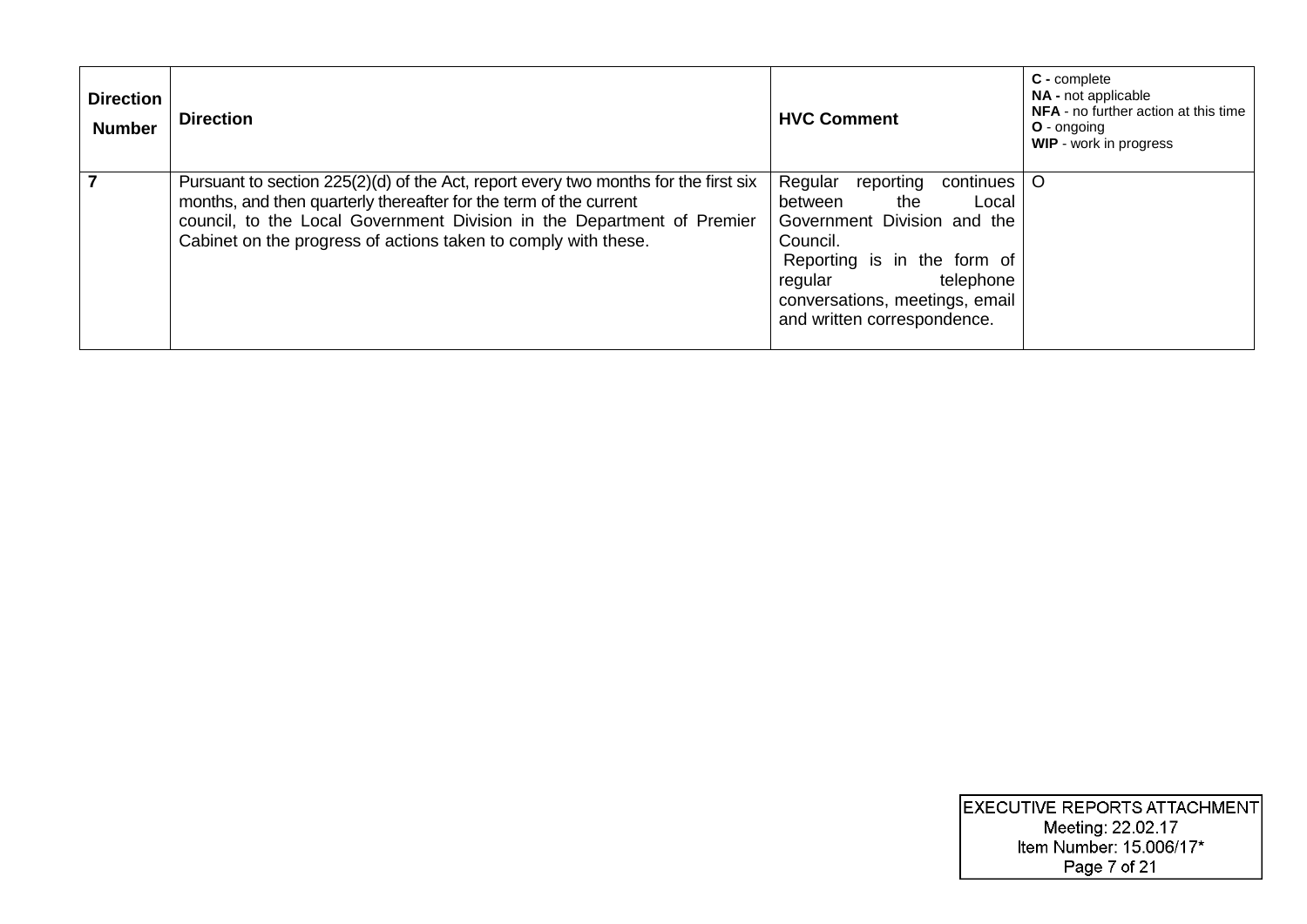| Direction Number | Direction | HVC Comment | **C -** complete<br>**NA -** not applicable<br>**NFA** - no further action at this time<br>**O** - ongoing<br>**WIP** - work in progress |
|---|---|---|---|
| **7** | Pursuant to section 225(2)(d) of the Act, report every two months for the first six months, and then quarterly thereafter for the term of the current council, to the Local Government Division in the Department of Premier Cabinet on the progress of actions taken to comply with these. | Regular reporting continues between the Local Government Division and the Council.<br>Reporting is in the form of regular telephone conversations, meetings, email and written correspondence. | O |

EXECUTIVE REPORTS ATTACHMENT
Meeting: 22.02.17
Item Number: 15.006/17*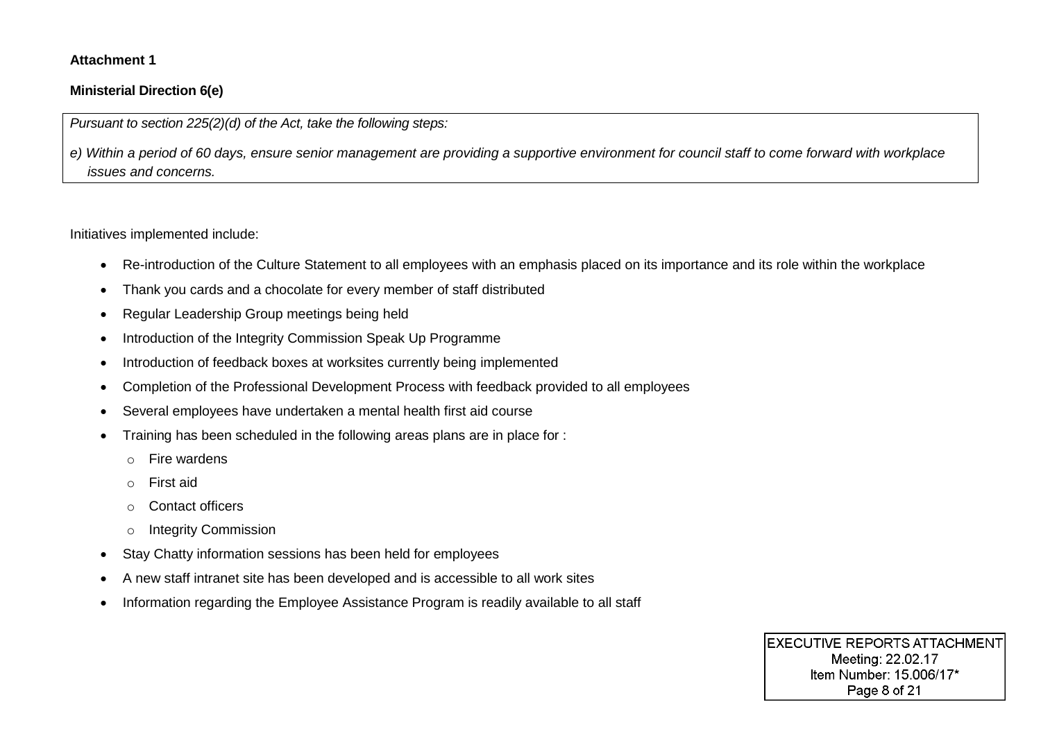**Attachment 1**

**Ministerial Direction 6(e)**

> *Pursuant to section 225(2)(d) of the Act, take the following steps:*
>
> *e) Within a period of 60 days, ensure senior management are providing a supportive environment for council staff to come forward with workplace issues and concerns.*

Initiatives implemented include:

- Re-introduction of the Culture Statement to all employees with an emphasis placed on its importance and its role within the workplace
- Thank you cards and a chocolate for every member of staff distributed
- Regular Leadership Group meetings being held
- Introduction of the Integrity Commission Speak Up Programme
- Introduction of feedback boxes at worksites currently being implemented
- Completion of the Professional Development Process with feedback provided to all employees
- Several employees have undertaken a mental health first aid course
- Training has been scheduled in the following areas plans are in place for :
  - Fire wardens
  - First aid
  - Contact officers
  - Integrity Commission
- Stay Chatty information sessions has been held for employees
- A new staff intranet site has been developed and is accessible to all work sites
- Information regarding the Employee Assistance Program is readily available to all staff

EXECUTIVE REPORTS ATTACHMENT
Meeting: 22.02.17
Item Number: 15.006/17*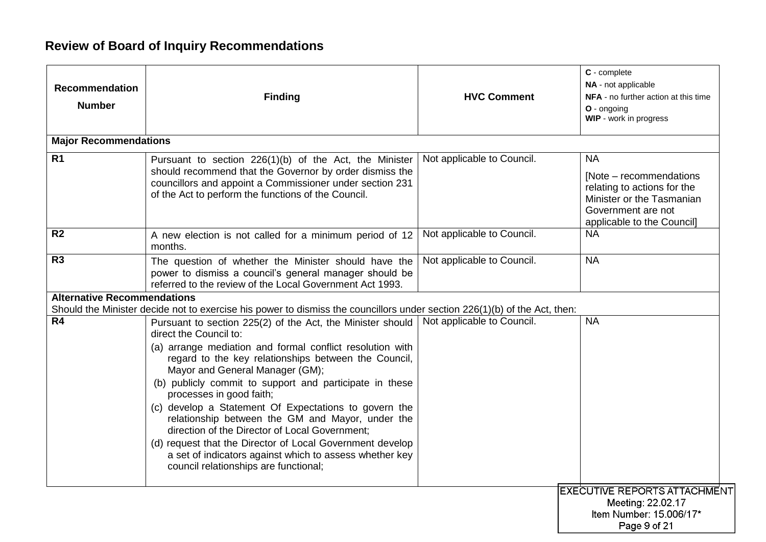## Review of Board of Inquiry Recommendations

| Recommendation Number | Finding | HVC Comment | **C** - complete<br>**NA** - not applicable<br>**NFA** - no further action at this time<br>**O** - ongoing<br>**WIP** - work in progress |
|---|---|---|---|
| **Major Recommendations** | | | |
| **R1** | Pursuant to section 226(1)(b) of the Act, the Minister should recommend that the Governor by order dismiss the councillors and appoint a Commissioner under section 231 of the Act to perform the functions of the Council. | Not applicable to Council. | NA<br>[Note – recommendations relating to actions for the Minister or the Tasmanian Government are not applicable to the Council] |
| **R2** | A new election is not called for a minimum period of 12 months. | Not applicable to Council. | NA |
| **R3** | The question of whether the Minister should have the power to dismiss a council's general manager should be referred to the review of the Local Government Act 1993. | Not applicable to Council. | NA |
| **Alternative Recommendations**<br>Should the Minister decide not to exercise his power to dismiss the councillors under section 226(1)(b) of the Act, then: | | | |
| **R4** | Pursuant to section 225(2) of the Act, the Minister should direct the Council to:<br>(a) arrange mediation and formal conflict resolution with regard to the key relationships between the Council, Mayor and General Manager (GM);<br>(b) publicly commit to support and participate in these processes in good faith;<br>(c) develop a Statement Of Expectations to govern the relationship between the GM and Mayor, under the direction of the Director of Local Government;<br>(d) request that the Director of Local Government develop a set of indicators against which to assess whether key council relationships are functional; | Not applicable to Council. | NA |

EXECUTIVE REPORTS ATTACHMENT
Meeting: 22.02.17
Item Number: 15.006/17*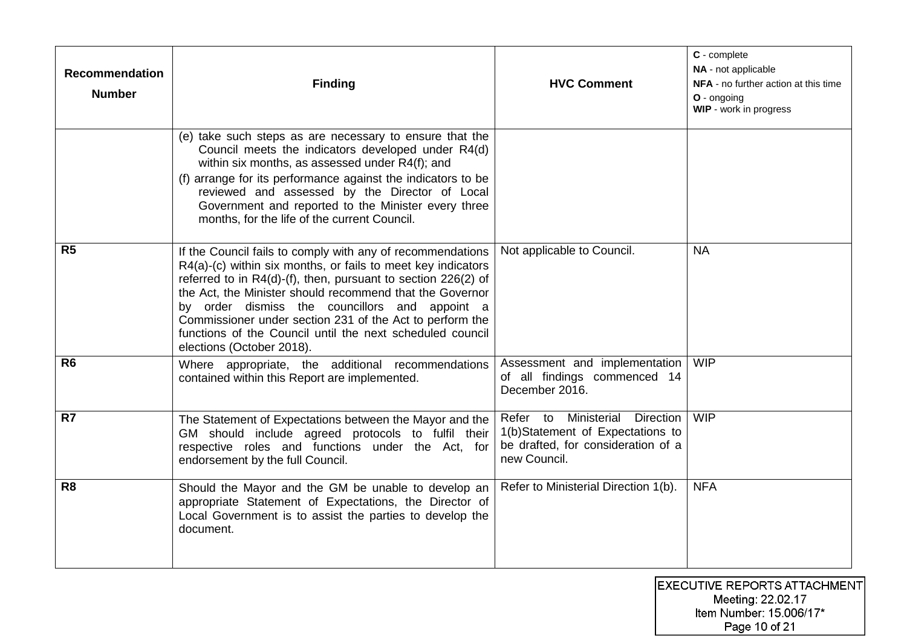| Recommendation Number | Finding | HVC Comment | **C** - complete<br>**NA** - not applicable<br>**NFA** - no further action at this time<br>**O** - ongoing<br>**WIP** - work in progress |
|---|---|---|---|
| | (e) take such steps as are necessary to ensure that the Council meets the indicators developed under R4(d) within six months, as assessed under R4(f); and<br>(f) arrange for its performance against the indicators to be reviewed and assessed by the Director of Local Government and reported to the Minister every three months, for the life of the current Council. | | |
| **R5** | If the Council fails to comply with any of recommendations R4(a)-(c) within six months, or fails to meet key indicators referred to in R4(d)-(f), then, pursuant to section 226(2) of the Act, the Minister should recommend that the Governor by order dismiss the councillors and appoint a Commissioner under section 231 of the Act to perform the functions of the Council until the next scheduled council elections (October 2018). | Not applicable to Council. | NA |
| **R6** | Where appropriate, the additional recommendations contained within this Report are implemented. | Assessment and implementation of all findings commenced 14 December 2016. | WIP |
| **R7** | The Statement of Expectations between the Mayor and the GM should include agreed protocols to fulfil their respective roles and functions under the Act, for endorsement by the full Council. | Refer to Ministerial Direction 1(b)Statement of Expectations to be drafted, for consideration of a new Council. | WIP |
| **R8** | Should the Mayor and the GM be unable to develop an appropriate Statement of Expectations, the Director of Local Government is to assist the parties to develop the document. | Refer to Ministerial Direction 1(b). | NFA |

EXECUTIVE REPORTS ATTACHMENT
Meeting: 22.02.17
Item Number: 15.006/17*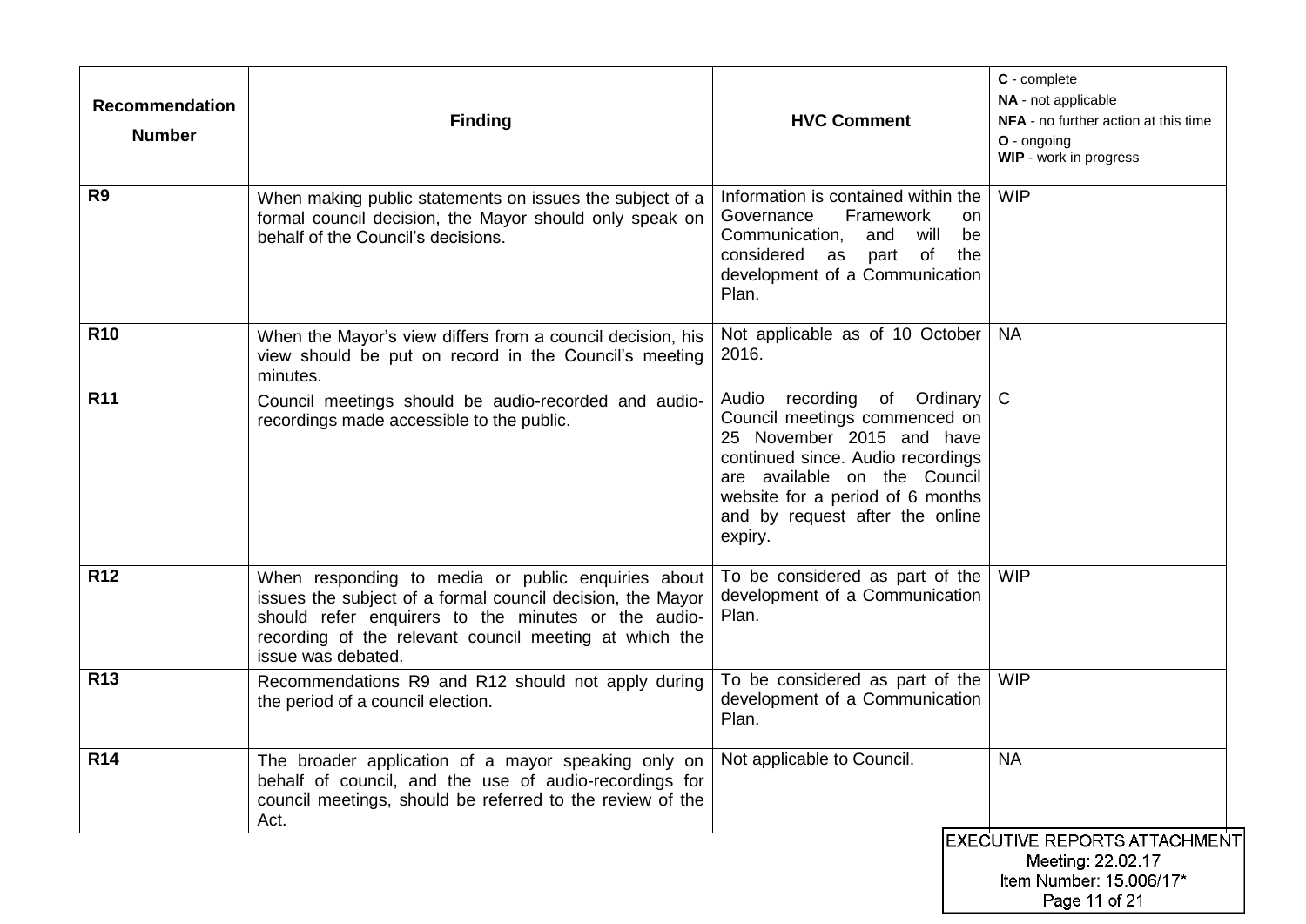| Recommendation Number | Finding | HVC Comment | **C** - complete<br>**NA** - not applicable<br>**NFA** - no further action at this time<br>**O** - ongoing<br>**WIP** - work in progress |
|---|---|---|---|
| **R9** | When making public statements on issues the subject of a formal council decision, the Mayor should only speak on behalf of the Council's decisions. | Information is contained within the Governance Framework on Communication, and will be considered as part of the development of a Communication Plan. | WIP |
| **R10** | When the Mayor's view differs from a council decision, his view should be put on record in the Council's meeting minutes. | Not applicable as of 10 October 2016. | NA |
| **R11** | Council meetings should be audio-recorded and audio-recordings made accessible to the public. | Audio recording of Ordinary Council meetings commenced on 25 November 2015 and have continued since. Audio recordings are available on the Council website for a period of 6 months and by request after the online expiry. | C |
| **R12** | When responding to media or public enquiries about issues the subject of a formal council decision, the Mayor should refer enquirers to the minutes or the audio-recording of the relevant council meeting at which the issue was debated. | To be considered as part of the development of a Communication Plan. | WIP |
| **R13** | Recommendations R9 and R12 should not apply during the period of a council election. | To be considered as part of the development of a Communication Plan. | WIP |
| **R14** | The broader application of a mayor speaking only on behalf of council, and the use of audio-recordings for council meetings, should be referred to the review of the Act. | Not applicable to Council. | NA |

EXECUTIVE REPORTS ATTACHMENT
Meeting: 22.02.17
Item Number: 15.006/17*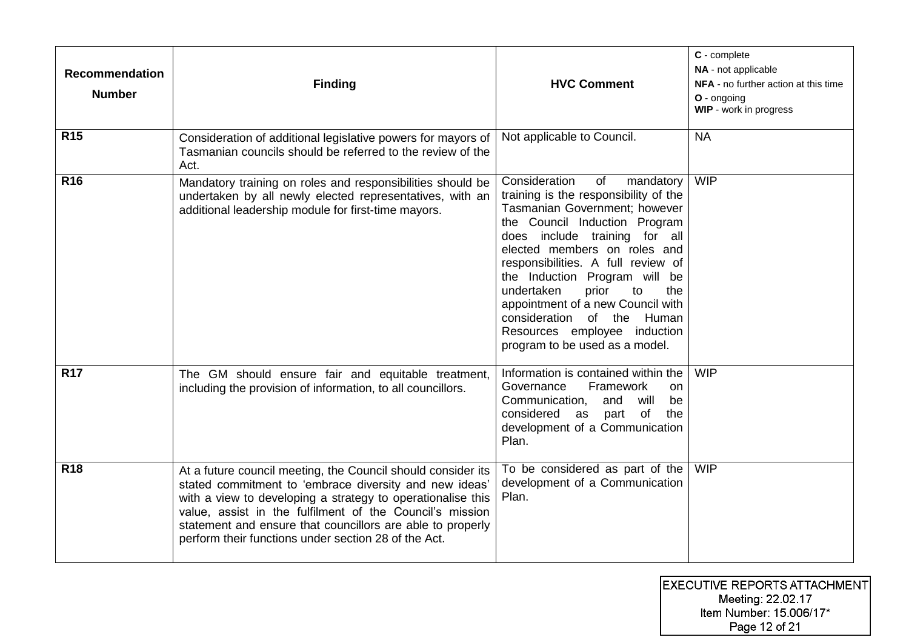| Recommendation Number | Finding | HVC Comment | **C** - complete<br>**NA** - not applicable<br>**NFA** - no further action at this time<br>**O** - ongoing<br>**WIP** - work in progress |
|---|---|---|---|
| **R15** | Consideration of additional legislative powers for mayors of Tasmanian councils should be referred to the review of the Act. | Not applicable to Council. | NA |
| **R16** | Mandatory training on roles and responsibilities should be undertaken by all newly elected representatives, with an additional leadership module for first-time mayors. | Consideration of mandatory training is the responsibility of the Tasmanian Government; however the Council Induction Program does include training for all elected members on roles and responsibilities. A full review of the Induction Program will be undertaken prior to the appointment of a new Council with consideration of the Human Resources employee induction program to be used as a model. | WIP |
| **R17** | The GM should ensure fair and equitable treatment, including the provision of information, to all councillors. | Information is contained within the Governance Framework on Communication, and will be considered as part of the development of a Communication Plan. | WIP |
| **R18** | At a future council meeting, the Council should consider its stated commitment to 'embrace diversity and new ideas' with a view to developing a strategy to operationalise this value, assist in the fulfilment of the Council's mission statement and ensure that councillors are able to properly perform their functions under section 28 of the Act. | To be considered as part of the development of a Communication Plan. | WIP |

EXECUTIVE REPORTS ATTACHMENT
Meeting: 22.02.17
Item Number: 15.006/17*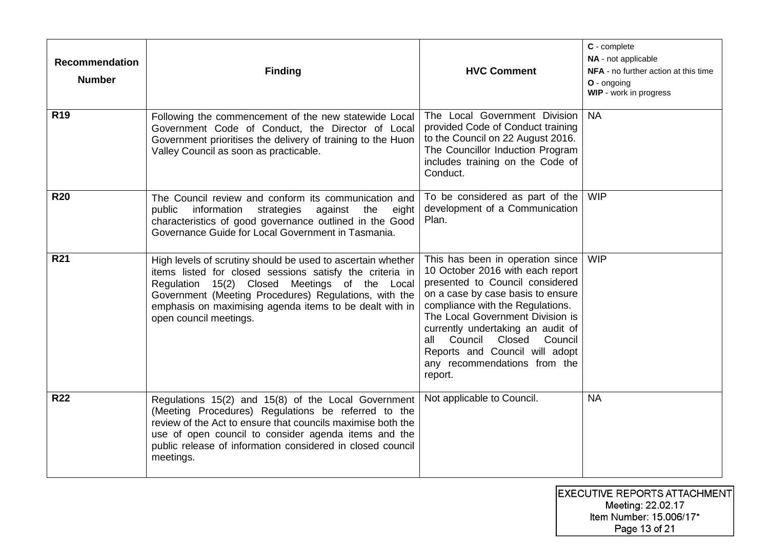| Recommendation Number | Finding | HVC Comment | **C** - complete<br>**NA** - not applicable<br>**NFA** - no further action at this time<br>**O** - ongoing<br>**WIP** - work in progress |
|---|---|---|---|
| **R19** | Following the commencement of the new statewide Local Government Code of Conduct, the Director of Local Government prioritises the delivery of training to the Huon Valley Council as soon as practicable. | The Local Government Division provided Code of Conduct training to the Council on 22 August 2016. The Councillor Induction Program includes training on the Code of Conduct. | NA |
| **R20** | The Council review and conform its communication and public information strategies against the eight characteristics of good governance outlined in the Good Governance Guide for Local Government in Tasmania. | To be considered as part of the development of a Communication Plan. | WIP |
| **R21** | High levels of scrutiny should be used to ascertain whether items listed for closed sessions satisfy the criteria in Regulation 15(2) Closed Meetings of the Local Government (Meeting Procedures) Regulations, with the emphasis on maximising agenda items to be dealt with in open council meetings. | This has been in operation since 10 October 2016 with each report presented to Council considered on a case by case basis to ensure compliance with the Regulations. The Local Government Division is currently undertaking an audit of all Council Closed Council Reports and Council will adopt any recommendations from the report. | WIP |
| **R22** | Regulations 15(2) and 15(8) of the Local Government (Meeting Procedures) Regulations be referred to the review of the Act to ensure that councils maximise both the use of open council to consider agenda items and the public release of information considered in closed council meetings. | Not applicable to Council. | NA |

EXECUTIVE REPORTS ATTACHMENT
Meeting: 22.02.17
Item Number: 15.006/17*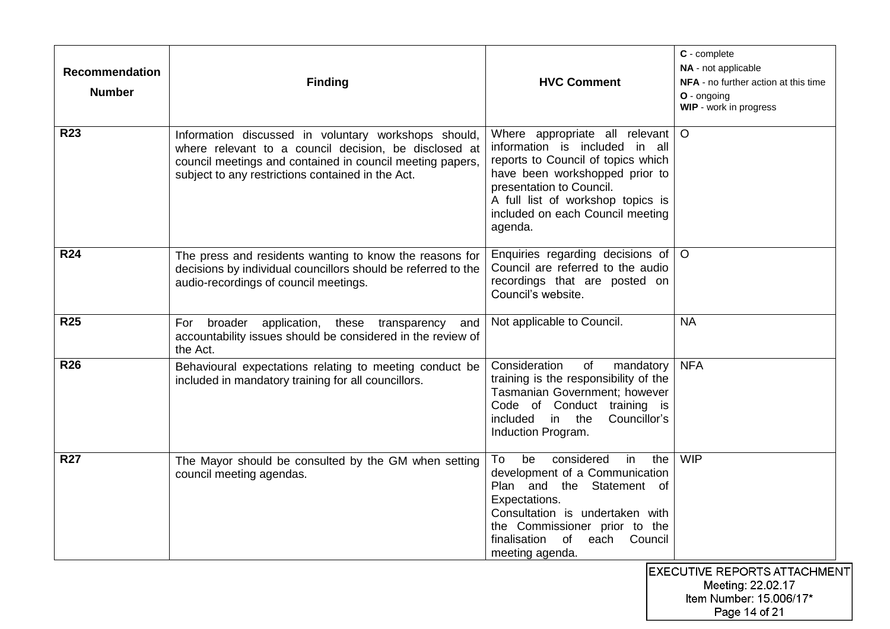| Recommendation Number | Finding | HVC Comment | **C** - complete<br>**NA** - not applicable<br>**NFA** - no further action at this time<br>**O** - ongoing<br>**WIP** - work in progress |
|---|---|---|---|
| **R23** | Information discussed in voluntary workshops should, where relevant to a council decision, be disclosed at council meetings and contained in council meeting papers, subject to any restrictions contained in the Act. | Where appropriate all relevant information is included in all reports to Council of topics which have been workshopped prior to presentation to Council.<br>A full list of workshop topics is included on each Council meeting agenda. | O |
| **R24** | The press and residents wanting to know the reasons for decisions by individual councillors should be referred to the audio-recordings of council meetings. | Enquiries regarding decisions of Council are referred to the audio recordings that are posted on Council's website. | O |
| **R25** | For broader application, these transparency and accountability issues should be considered in the review of the Act. | Not applicable to Council. | NA |
| **R26** | Behavioural expectations relating to meeting conduct be included in mandatory training for all councillors. | Consideration of mandatory training is the responsibility of the Tasmanian Government; however Code of Conduct training is included in the Councillor's Induction Program. | NFA |
| **R27** | The Mayor should be consulted by the GM when setting council meeting agendas. | To be considered in the development of a Communication Plan and the Statement of Expectations.<br>Consultation is undertaken with the Commissioner prior to the finalisation of each Council meeting agenda. | WIP |

EXECUTIVE REPORTS ATTACHMENT
Meeting: 22.02.17
Item Number: 15.006/17*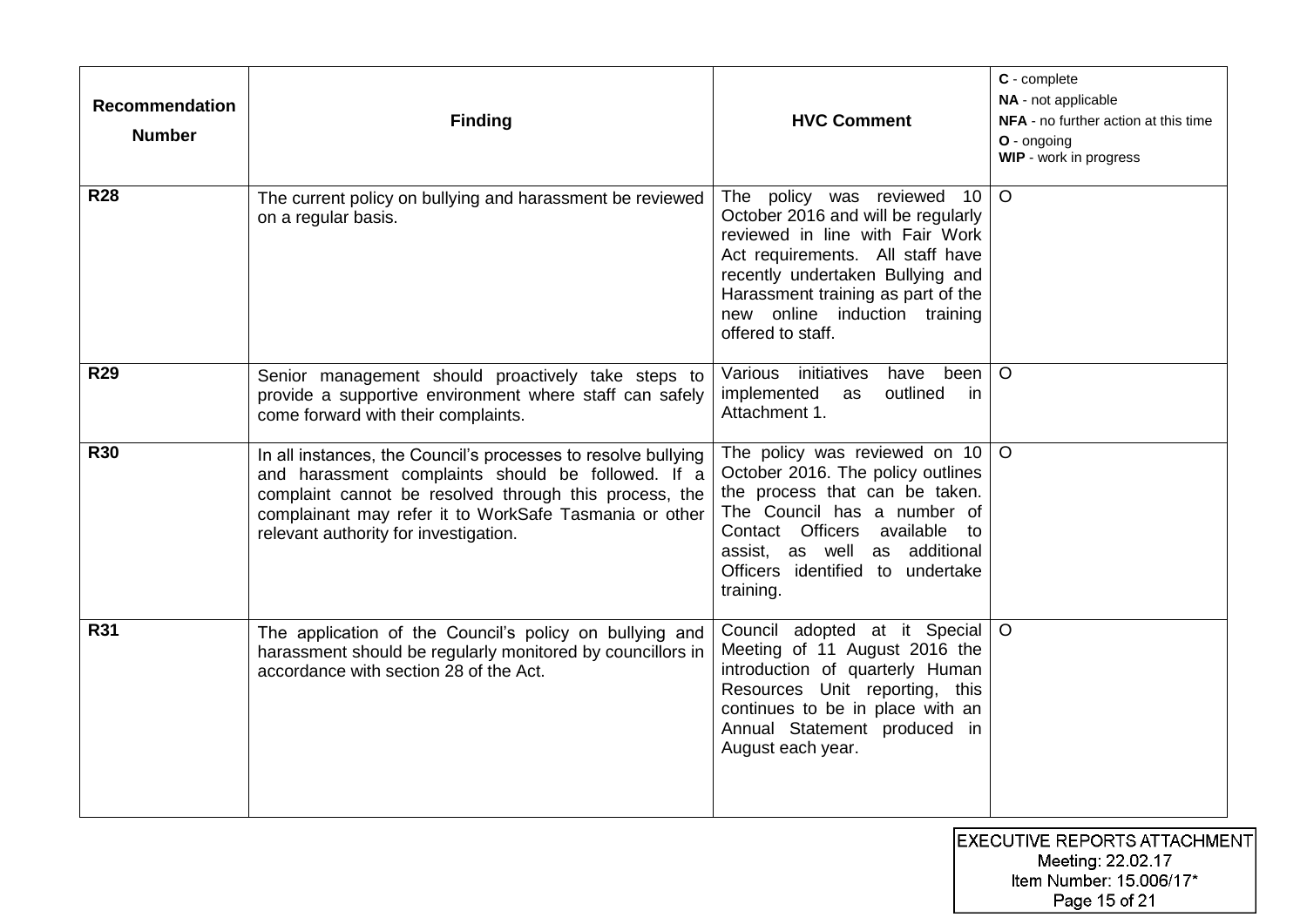| Recommendation Number | Finding | HVC Comment | C - complete<br>NA - not applicable<br>NFA - no further action at this time<br>O - ongoing<br>WIP - work in progress |
|---|---|---|---|
| **R28** | The current policy on bullying and harassment be reviewed on a regular basis. | The policy was reviewed 10 October 2016 and will be regularly reviewed in line with Fair Work Act requirements. All staff have recently undertaken Bullying and Harassment training as part of the new online induction training offered to staff. | O |
| **R29** | Senior management should proactively take steps to provide a supportive environment where staff can safely come forward with their complaints. | Various initiatives have been implemented as outlined in Attachment 1. | O |
| **R30** | In all instances, the Council's processes to resolve bullying and harassment complaints should be followed. If a complaint cannot be resolved through this process, the complainant may refer it to WorkSafe Tasmania or other relevant authority for investigation. | The policy was reviewed on 10 October 2016. The policy outlines the process that can be taken. The Council has a number of Contact Officers available to assist, as well as additional Officers identified to undertake training. | O |
| **R31** | The application of the Council's policy on bullying and harassment should be regularly monitored by councillors in accordance with section 28 of the Act. | Council adopted at it Special Meeting of 11 August 2016 the introduction of quarterly Human Resources Unit reporting, this continues to be in place with an Annual Statement produced in August each year. | O |

EXECUTIVE REPORTS ATTACHMENT
Meeting: 22.02.17
Item Number: 15.006/17*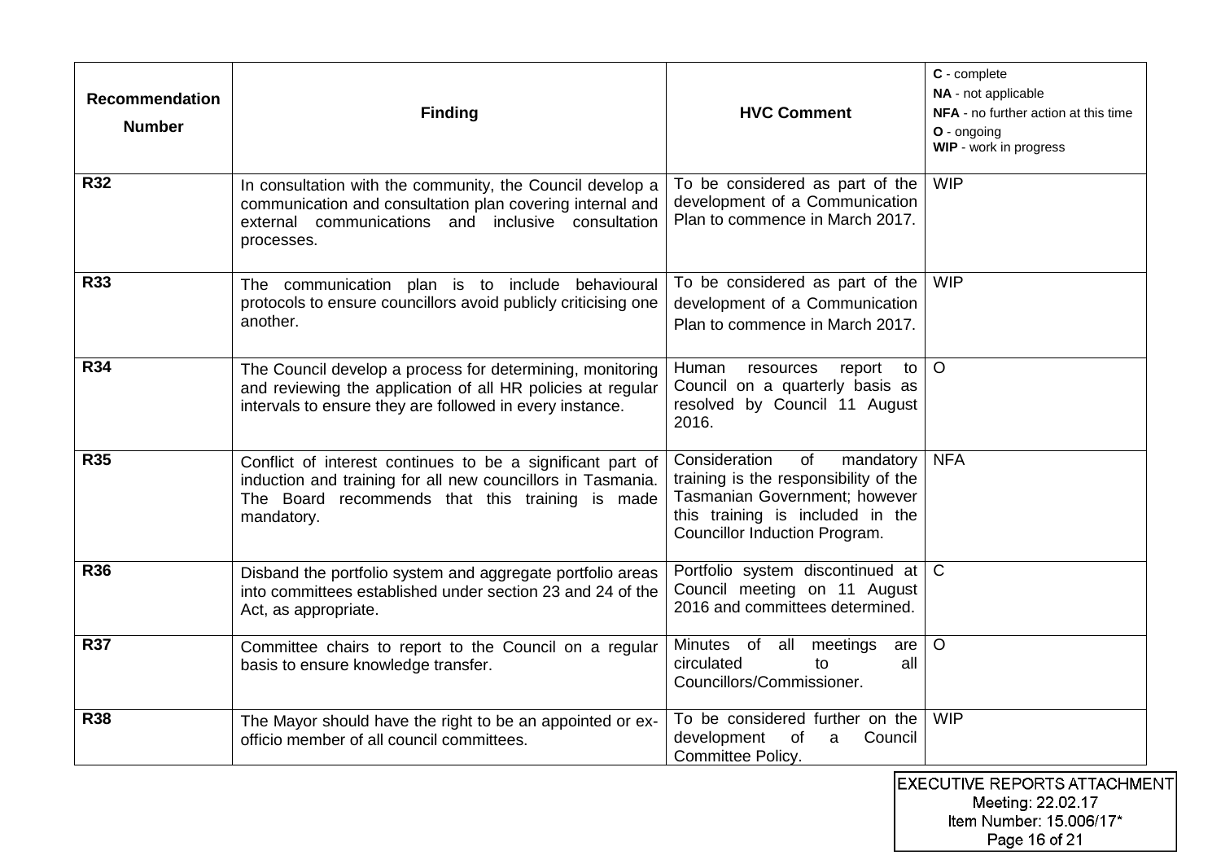| Recommendation Number | Finding | HVC Comment | **C** - complete<br>**NA** - not applicable<br>**NFA** - no further action at this time<br>**O** - ongoing<br>**WIP** - work in progress |
|---|---|---|---|
| **R32** | In consultation with the community, the Council develop a communication and consultation plan covering internal and external communications and inclusive consultation processes. | To be considered as part of the development of a Communication Plan to commence in March 2017. | WIP |
| **R33** | The communication plan is to include behavioural protocols to ensure councillors avoid publicly criticising one another. | To be considered as part of the development of a Communication Plan to commence in March 2017. | WIP |
| **R34** | The Council develop a process for determining, monitoring and reviewing the application of all HR policies at regular intervals to ensure they are followed in every instance. | Human resources report to Council on a quarterly basis as resolved by Council 11 August 2016. | O |
| **R35** | Conflict of interest continues to be a significant part of induction and training for all new councillors in Tasmania. The Board recommends that this training is made mandatory. | Consideration of mandatory training is the responsibility of the Tasmanian Government; however this training is included in the Councillor Induction Program. | NFA |
| **R36** | Disband the portfolio system and aggregate portfolio areas into committees established under section 23 and 24 of the Act, as appropriate. | Portfolio system discontinued at Council meeting on 11 August 2016 and committees determined. | C |
| **R37** | Committee chairs to report to the Council on a regular basis to ensure knowledge transfer. | Minutes of all meetings are circulated to all Councillors/Commissioner. | O |
| **R38** | The Mayor should have the right to be an appointed or ex-officio member of all council committees. | To be considered further on the development of a Council Committee Policy. | WIP |

EXECUTIVE REPORTS ATTACHMENT
Meeting: 22.02.17
Item Number: 15.006/17*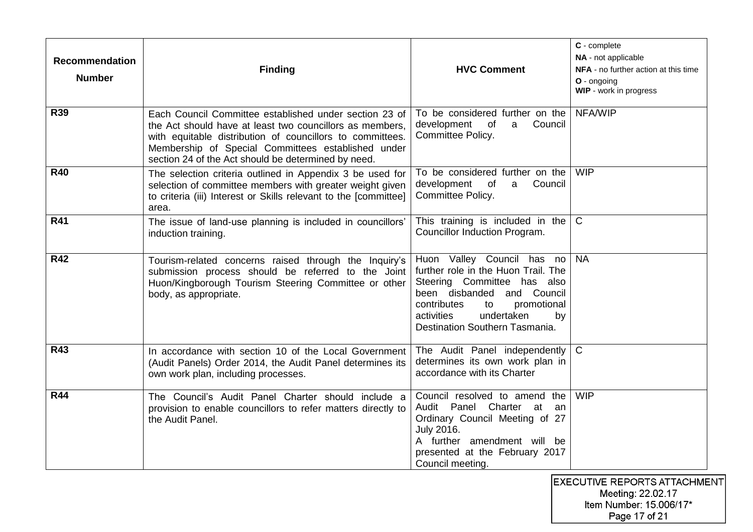| Recommendation Number | Finding | HVC Comment | **C** - complete<br>**NA** - not applicable<br>**NFA** - no further action at this time<br>**O** - ongoing<br>**WIP** - work in progress |
|---|---|---|---|
| **R39** | Each Council Committee established under section 23 of the Act should have at least two councillors as members, with equitable distribution of councillors to committees. Membership of Special Committees established under section 24 of the Act should be determined by need. | To be considered further on the development of a Council Committee Policy. | NFA/WIP |
| **R40** | The selection criteria outlined in Appendix 3 be used for selection of committee members with greater weight given to criteria (iii) Interest or Skills relevant to the [committee] area. | To be considered further on the development of a Council Committee Policy. | WIP |
| **R41** | The issue of land-use planning is included in councillors' induction training. | This training is included in the Councillor Induction Program. | C |
| **R42** | Tourism-related concerns raised through the Inquiry's submission process should be referred to the Joint Huon/Kingborough Tourism Steering Committee or other body, as appropriate. | Huon Valley Council has no further role in the Huon Trail. The Steering Committee has also been disbanded and Council contributes to promotional activities undertaken by Destination Southern Tasmania. | NA |
| **R43** | In accordance with section 10 of the Local Government (Audit Panels) Order 2014, the Audit Panel determines its own work plan, including processes. | The Audit Panel independently determines its own work plan in accordance with its Charter | C |
| **R44** | The Council's Audit Panel Charter should include a provision to enable councillors to refer matters directly to the Audit Panel. | Council resolved to amend the Audit Panel Charter at an Ordinary Council Meeting of 27 July 2016.<br>A further amendment will be presented at the February 2017 Council meeting. | WIP |

EXECUTIVE REPORTS ATTACHMENT
Meeting: 22.02.17
Item Number: 15.006/17*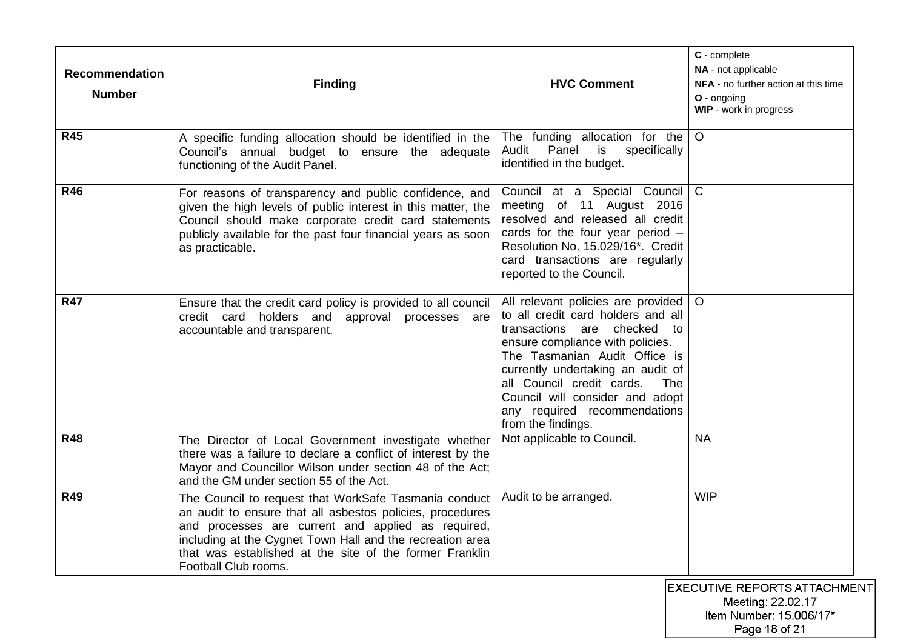| Recommendation Number | Finding | HVC Comment | **C** - complete<br>**NA** - not applicable<br>**NFA** - no further action at this time<br>**O** - ongoing<br>**WIP** - work in progress |
|---|---|---|---|
| **R45** | A specific funding allocation should be identified in the Council's annual budget to ensure the adequate functioning of the Audit Panel. | The funding allocation for the Audit Panel is specifically identified in the budget. | O |
| **R46** | For reasons of transparency and public confidence, and given the high levels of public interest in this matter, the Council should make corporate credit card statements publicly available for the past four financial years as soon as practicable. | Council at a Special Council meeting of 11 August 2016 resolved and released all credit cards for the four year period – Resolution No. 15.029/16*. Credit card transactions are regularly reported to the Council. | C |
| **R47** | Ensure that the credit card policy is provided to all council credit card holders and approval processes are accountable and transparent. | All relevant policies are provided to all credit card holders and all transactions are checked to ensure compliance with policies.<br>The Tasmanian Audit Office is currently undertaking an audit of all Council credit cards. The Council will consider and adopt any required recommendations from the findings. | O |
| **R48** | The Director of Local Government investigate whether there was a failure to declare a conflict of interest by the Mayor and Councillor Wilson under section 48 of the Act; and the GM under section 55 of the Act. | Not applicable to Council. | NA |
| **R49** | The Council to request that WorkSafe Tasmania conduct an audit to ensure that all asbestos policies, procedures and processes are current and applied as required, including at the Cygnet Town Hall and the recreation area that was established at the site of the former Franklin Football Club rooms. | Audit to be arranged. | WIP |

EXECUTIVE REPORTS ATTACHMENT
Meeting: 22.02.17
Item Number: 15.006/17*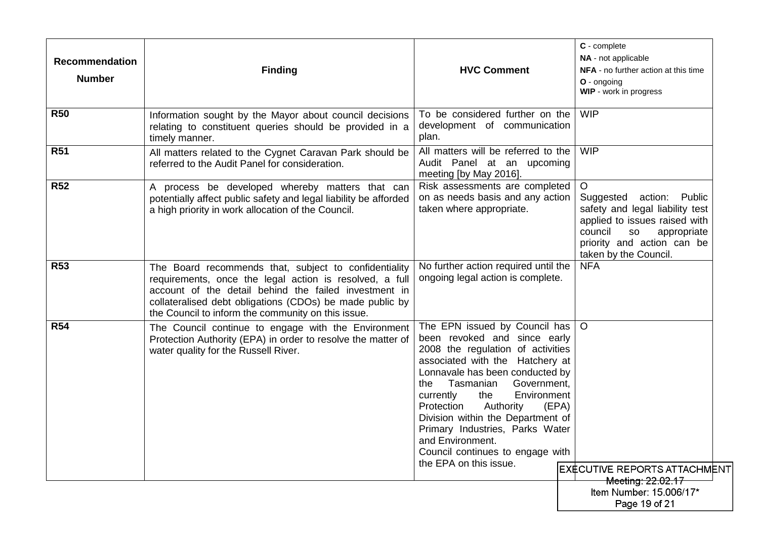| Recommendation Number | Finding | HVC Comment | **C** - complete<br>**NA** - not applicable<br>**NFA** - no further action at this time<br>**O** - ongoing<br>**WIP** - work in progress |
|---|---|---|---|
| **R50** | Information sought by the Mayor about council decisions relating to constituent queries should be provided in a timely manner. | To be considered further on the development of communication plan. | WIP |
| **R51** | All matters related to the Cygnet Caravan Park should be referred to the Audit Panel for consideration. | All matters will be referred to the Audit Panel at an upcoming meeting [by May 2016]. | WIP |
| **R52** | A process be developed whereby matters that can potentially affect public safety and legal liability be afforded a high priority in work allocation of the Council. | Risk assessments are completed on as needs basis and any action taken where appropriate. | O<br>Suggested action: Public safety and legal liability test applied to issues raised with council so appropriate priority and action can be taken by the Council. |
| **R53** | The Board recommends that, subject to confidentiality requirements, once the legal action is resolved, a full account of the detail behind the failed investment in collateralised debt obligations (CDOs) be made public by the Council to inform the community on this issue. | No further action required until the ongoing legal action is complete. | NFA |
| **R54** | The Council continue to engage with the Environment Protection Authority (EPA) in order to resolve the matter of water quality for the Russell River. | The EPN issued by Council has been revoked and since early 2008 the regulation of activities associated with the Hatchery at Lonnavale has been conducted by the Tasmanian Government, currently the Environment Protection Authority (EPA) Division within the Department of Primary Industries, Parks Water and Environment.<br>Council continues to engage with the EPA on this issue. | O |

EXECUTIVE REPORTS ATTACHMENT
Meeting: 22.02.17
Item Number: 15.006/17*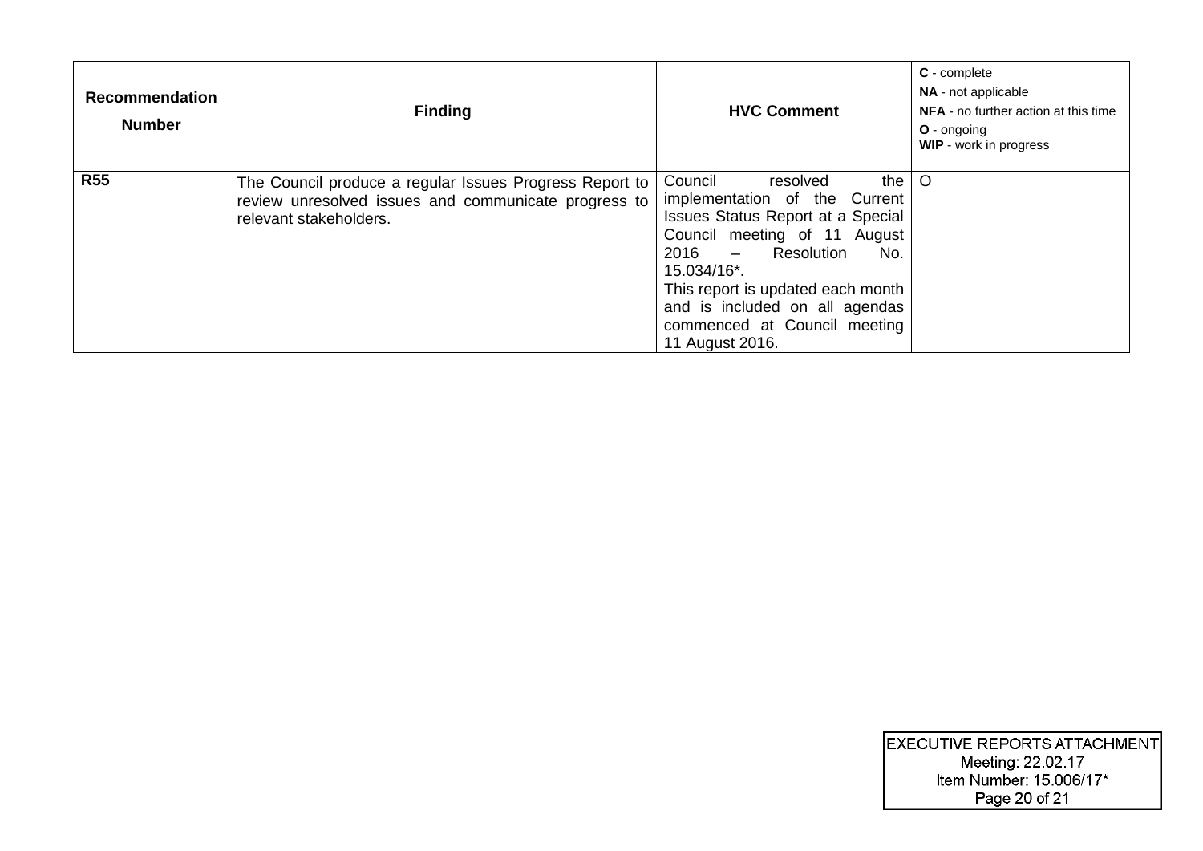| Recommendation Number | Finding | HVC Comment | **C** - complete<br>**NA** - not applicable<br>**NFA** - no further action at this time<br>**O** - ongoing<br>**WIP** - work in progress |
|---|---|---|---|
| **R55** | The Council produce a regular Issues Progress Report to review unresolved issues and communicate progress to relevant stakeholders. | Council resolved the implementation of the Current Issues Status Report at a Special Council meeting of 11 August 2016 – Resolution No. 15.034/16*.<br>This report is updated each month and is included on all agendas commenced at Council meeting 11 August 2016. | O |

EXECUTIVE REPORTS ATTACHMENT
Meeting: 22.02.17
Item Number: 15.006/17*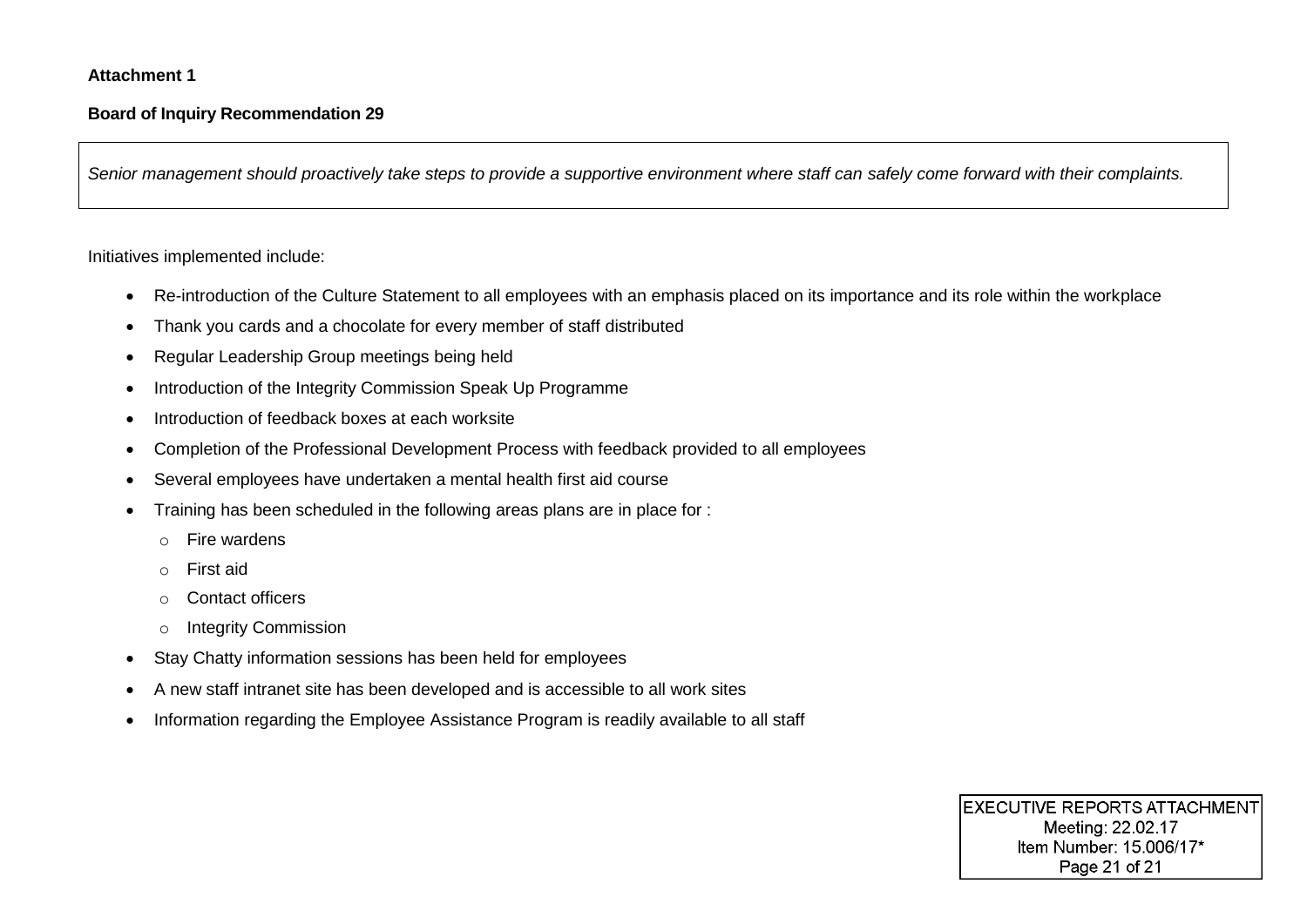**Attachment 1**

**Board of Inquiry Recommendation 29**

*Senior management should proactively take steps to provide a supportive environment where staff can safely come forward with their complaints.*

Initiatives implemented include:

- Re-introduction of the Culture Statement to all employees with an emphasis placed on its importance and its role within the workplace
- Thank you cards and a chocolate for every member of staff distributed
- Regular Leadership Group meetings being held
- Introduction of the Integrity Commission Speak Up Programme
- Introduction of feedback boxes at each worksite
- Completion of the Professional Development Process with feedback provided to all employees
- Several employees have undertaken a mental health first aid course
- Training has been scheduled in the following areas plans are in place for :
  - Fire wardens
  - First aid
  - Contact officers
  - Integrity Commission
- Stay Chatty information sessions has been held for employees
- A new staff intranet site has been developed and is accessible to all work sites
- Information regarding the Employee Assistance Program is readily available to all staff

EXECUTIVE REPORTS ATTACHMENT
Meeting: 22.02.17
Item Number: 15.006/17*